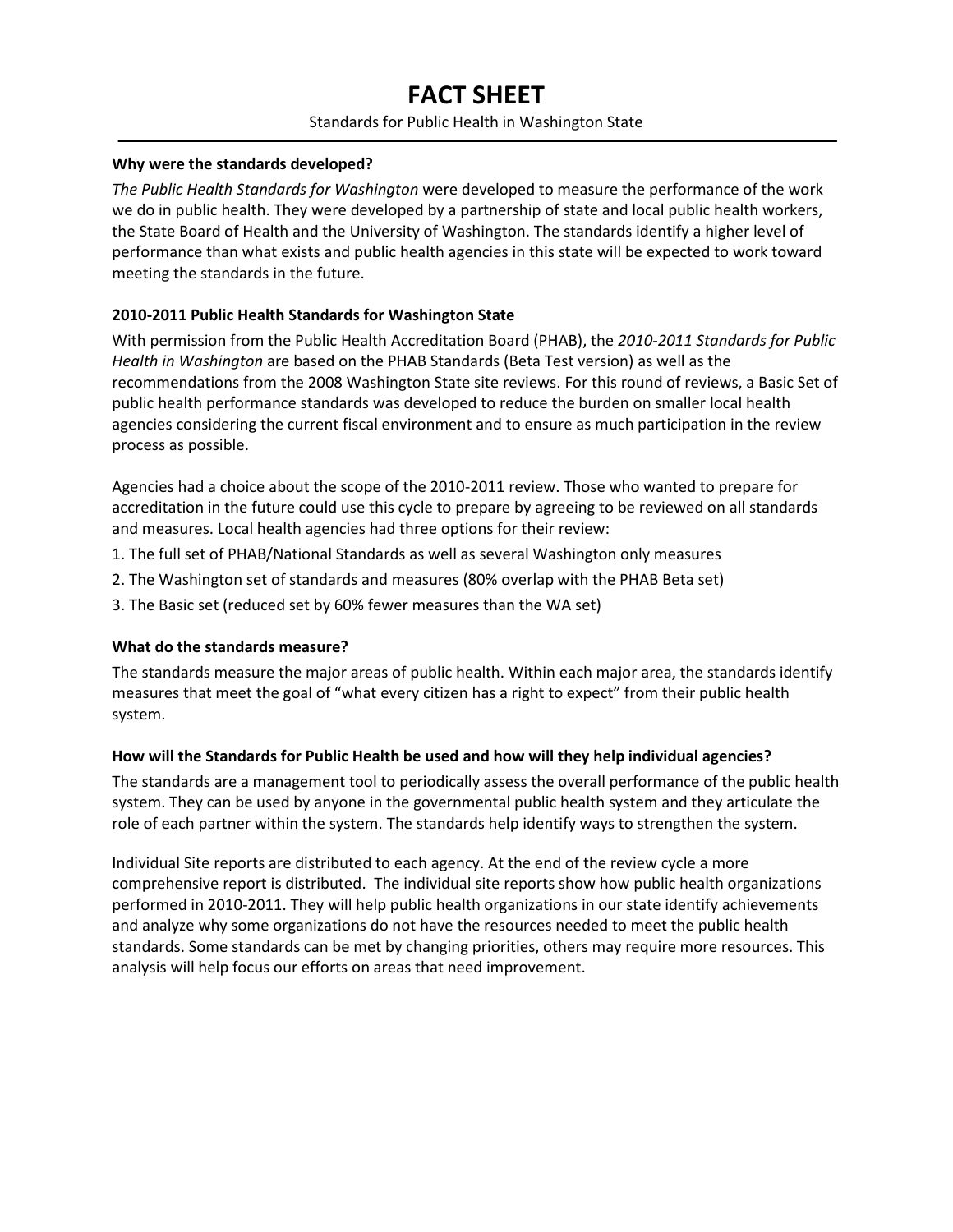# FACT SHEET

Standards for Public Health in Washington State

---

**Why were the standards developed?**

*The Public Health Standards for Washington* were developed to measure the performance of the work we do in public health. They were developed by a partnership of state and local public health workers, the State Board of Health and the University of Washington. The standards identify a higher level of performance than what exists and public health agencies in this state will be expected to work toward meeting the standards in the future.

**2010-2011 Public Health Standards for Washington State**

With permission from the Public Health Accreditation Board (PHAB), the *2010-2011 Standards for Public Health in Washington* are based on the PHAB Standards (Beta Test version) as well as the recommendations from the 2008 Washington State site reviews. For this round of reviews, a Basic Set of public health performance standards was developed to reduce the burden on smaller local health agencies considering the current fiscal environment and to ensure as much participation in the review process as possible.

Agencies had a choice about the scope of the 2010-2011 review. Those who wanted to prepare for accreditation in the future could use this cycle to prepare by agreeing to be reviewed on all standards and measures. Local health agencies had three options for their review:

1. The full set of PHAB/National Standards as well as several Washington only measures
2. The Washington set of standards and measures (80% overlap with the PHAB Beta set)
3. The Basic set (reduced set by 60% fewer measures than the WA set)

**What do the standards measure?**

The standards measure the major areas of public health. Within each major area, the standards identify measures that meet the goal of "what every citizen has a right to expect" from their public health system.

**How will the Standards for Public Health be used and how will they help individual agencies?**

The standards are a management tool to periodically assess the overall performance of the public health system. They can be used by anyone in the governmental public health system and they articulate the role of each partner within the system. The standards help identify ways to strengthen the system.

Individual Site reports are distributed to each agency. At the end of the review cycle a more comprehensive report is distributed. The individual site reports show how public health organizations performed in 2010-2011. They will help public health organizations in our state identify achievements and analyze why some organizations do not have the resources needed to meet the public health standards. Some standards can be met by changing priorities, others may require more resources. This analysis will help focus our efforts on areas that need improvement.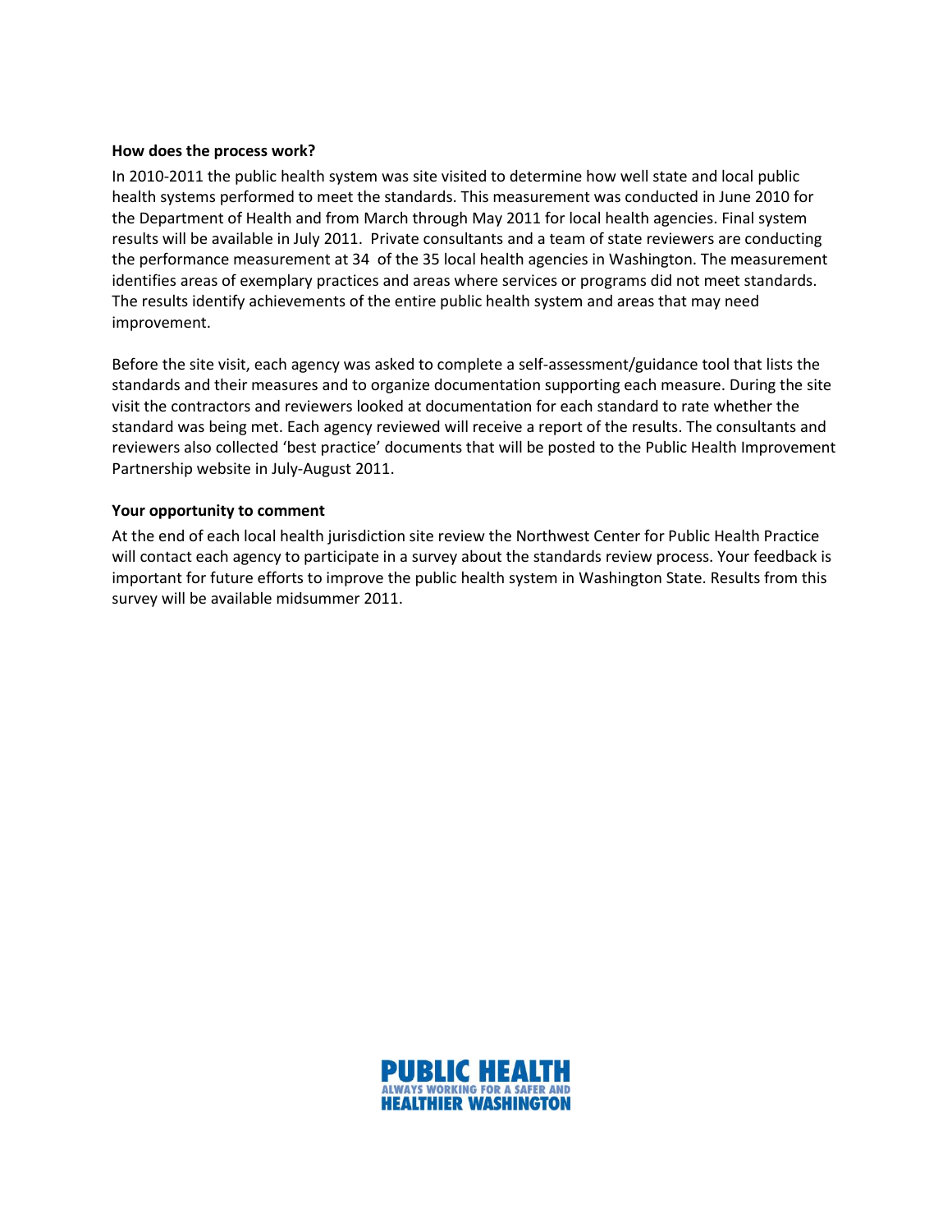**How does the process work?**

In 2010-2011 the public health system was site visited to determine how well state and local public health systems performed to meet the standards. This measurement was conducted in June 2010 for the Department of Health and from March through May 2011 for local health agencies. Final system results will be available in July 2011. Private consultants and a team of state reviewers are conducting the performance measurement at 34 of the 35 local health agencies in Washington. The measurement identifies areas of exemplary practices and areas where services or programs did not meet standards. The results identify achievements of the entire public health system and areas that may need improvement.

Before the site visit, each agency was asked to complete a self-assessment/guidance tool that lists the standards and their measures and to organize documentation supporting each measure. During the site visit the contractors and reviewers looked at documentation for each standard to rate whether the standard was being met. Each agency reviewed will receive a report of the results. The consultants and reviewers also collected 'best practice' documents that will be posted to the Public Health Improvement Partnership website in July-August 2011.

**Your opportunity to comment**

At the end of each local health jurisdiction site review the Northwest Center for Public Health Practice will contact each agency to participate in a survey about the standards review process. Your feedback is important for future efforts to improve the public health system in Washington State. Results from this survey will be available midsummer 2011.

PUBLIC HEALTH
ALWAYS WORKING FOR A SAFER AND
HEALTHIER WASHINGTON